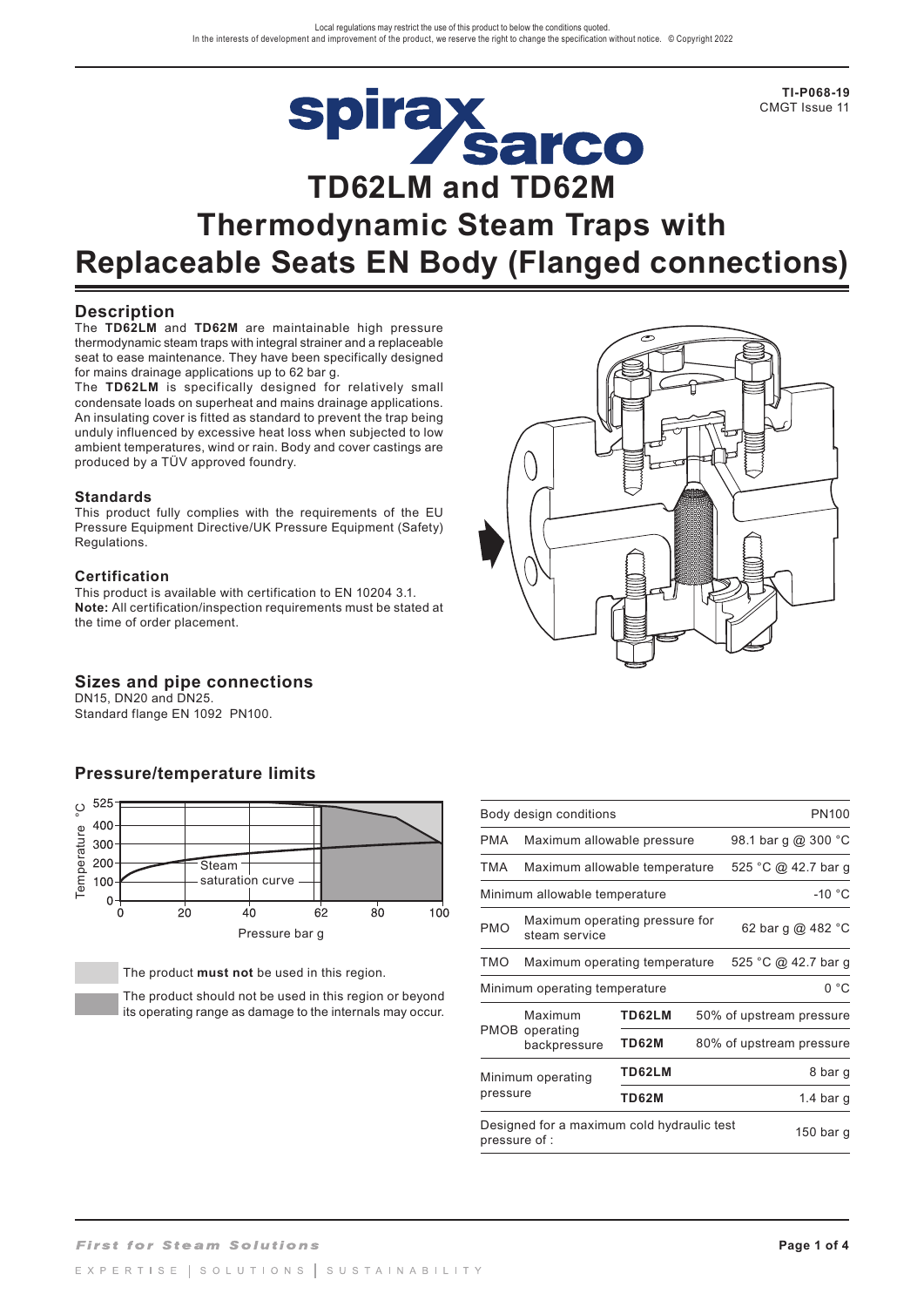Local regulations may restrict the use of this product to below the conditions quoted.
In the interests of development and improvement of the product, we reserve the right to change the specification without notice. © Copyright 2022

TI-P068-19
CMGT Issue 11

# TD62LM and TD62M Thermodynamic Steam Traps with Replaceable Seats EN Body (Flanged connections)

## Description

The **TD62LM** and **TD62M** are maintainable high pressure thermodynamic steam traps with integral strainer and a replaceable seat to ease maintenance. They have been specifically designed for mains drainage applications up to 62 bar g.

The **TD62LM** is specifically designed for relatively small condensate loads on superheat and mains drainage applications. An insulating cover is fitted as standard to prevent the trap being unduly influenced by excessive heat loss when subjected to low ambient temperatures, wind or rain. Body and cover castings are produced by a TÜV approved foundry.

## Standards

This product fully complies with the requirements of the EU Pressure Equipment Directive/UK Pressure Equipment (Safety) Regulations.

## Certification

This product is available with certification to EN 10204 3.1.

**Note:** All certification/inspection requirements must be stated at the time of order placement.

## Sizes and pipe connections

DN15, DN20 and DN25.
Standard flange EN 1092 PN100.

## Pressure/temperature limits

The product **must not** be used in this region.

The product should not be used in this region or beyond its operating range as damage to the internals may occur.

| Body design conditions | | | PN100 |
|---|---|---|---|
| PMA | Maximum allowable pressure | | 98.1 bar g @ 300 °C |
| TMA | Maximum allowable temperature | | 525 °C @ 42.7 bar g |
| Minimum allowable temperature | | | -10 °C |
| PMO | Maximum operating pressure for steam service | | 62 bar g @ 482 °C |
| TMO | Maximum operating temperature | | 525 °C @ 42.7 bar g |
| Minimum operating temperature | | | 0 °C |
| PMOB | Maximum operating backpressure | **TD62LM** | 50% of upstream pressure |
| | | **TD62M** | 80% of upstream pressure |
| Minimum operating pressure | | **TD62LM** | 8 bar g |
| | | **TD62M** | 1.4 bar g |
| Designed for a maximum cold hydraulic test pressure of : | | | 150 bar g |

*First for Steam Solutions*

EXPERTISE | SOLUTIONS | SUSTAINABILITY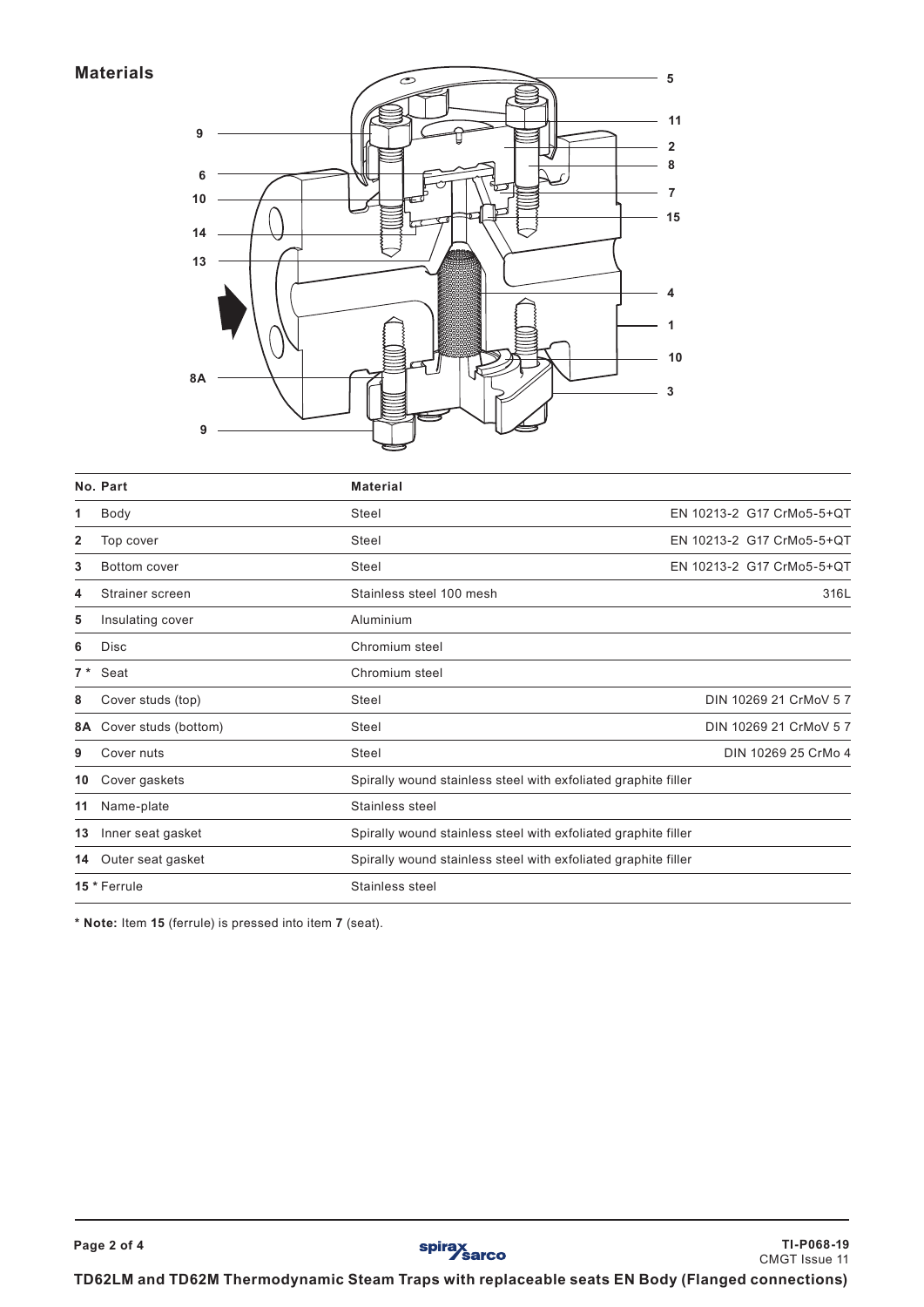## Materials

| No. | Part | Material | |
|---|---|---|---|
| 1 | Body | Steel | EN 10213-2 G17 CrMo5-5+QT |
| 2 | Top cover | Steel | EN 10213-2 G17 CrMo5-5+QT |
| 3 | Bottom cover | Steel | EN 10213-2 G17 CrMo5-5+QT |
| 4 | Strainer screen | Stainless steel 100 mesh | 316L |
| 5 | Insulating cover | Aluminium | |
| 6 | Disc | Chromium steel | |
| 7 * | Seat | Chromium steel | |
| 8 | Cover studs (top) | Steel | DIN 10269 21 CrMoV 5 7 |
| 8A | Cover studs (bottom) | Steel | DIN 10269 21 CrMoV 5 7 |
| 9 | Cover nuts | Steel | DIN 10269 25 CrMo 4 |
| 10 | Cover gaskets | Spirally wound stainless steel with exfoliated graphite filler | |
| 11 | Name-plate | Stainless steel | |
| 13 | Inner seat gasket | Spirally wound stainless steel with exfoliated graphite filler | |
| 14 | Outer seat gasket | Spirally wound stainless steel with exfoliated graphite filler | |
| 15 * | Ferrule | Stainless steel | |

**\* Note:** Item **15** (ferrule) is pressed into item **7** (seat).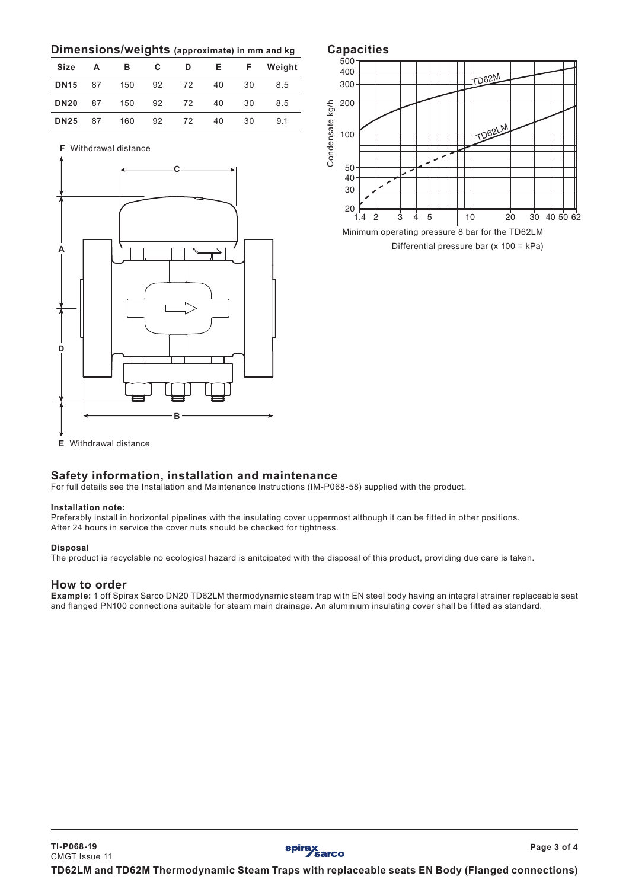## Dimensions/weights (approximate) in mm and kg

| Size | A | B | C | D | E | F | Weight |
|---|---|---|---|---|---|---|---|
| **DN15** | 87 | 150 | 92 | 72 | 40 | 30 | 8.5 |
| **DN20** | 87 | 150 | 92 | 72 | 40 | 30 | 8.5 |
| **DN25** | 87 | 160 | 92 | 72 | 40 | 30 | 9.1 |

**F** Withdrawal distance

**E** Withdrawal distance

## Capacities

Minimum operating pressure 8 bar for the TD62LM

Differential pressure bar (x 100 = kPa)

## Safety information, installation and maintenance

For full details see the Installation and Maintenance Instructions (IM-P068-58) supplied with the product.

**Installation note:**
Preferably install in horizontal pipelines with the insulating cover uppermost although it can be fitted in other positions.
After 24 hours in service the cover nuts should be checked for tightness.

**Disposal**
The product is recyclable no ecological hazard is anitcipated with the disposal of this product, providing due care is taken.

## How to order

**Example:** 1 off Spirax Sarco DN20 TD62LM thermodynamic steam trap with EN steel body having an integral strainer replaceable seat and flanged PN100 connections suitable for steam main drainage. An aluminium insulating cover shall be fitted as standard.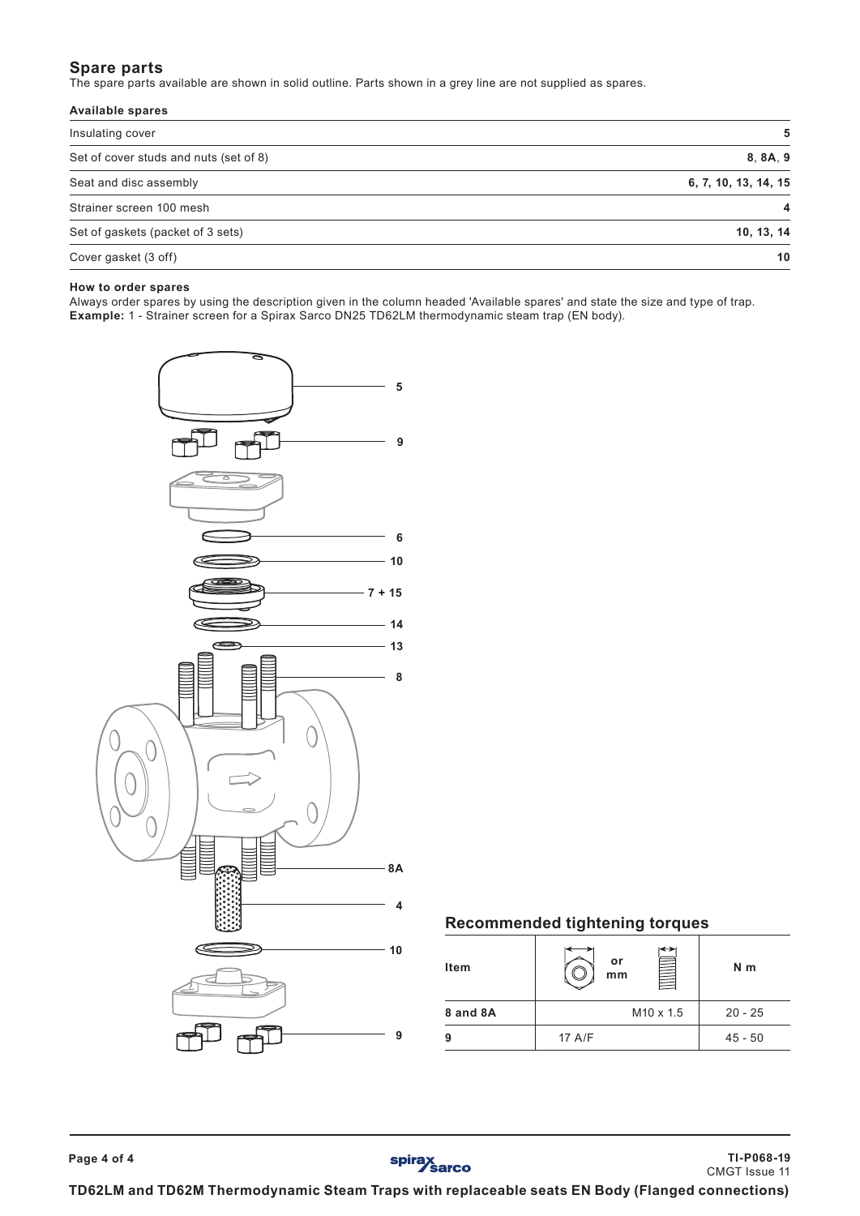## Spare parts

The spare parts available are shown in solid outline. Parts shown in a grey line are not supplied as spares.

### Available spares

| | |
|---|---|
| Insulating cover | **5** |
| Set of cover studs and nuts (set of 8) | **8**, **8A**, **9** |
| Seat and disc assembly | **6, 7, 10, 13, 14, 15** |
| Strainer screen 100 mesh | **4** |
| Set of gaskets (packet of 3 sets) | **10, 13, 14** |
| Cover gasket (3 off) | **10** |

### How to order spares

Always order spares by using the description given in the column headed 'Available spares' and state the size and type of trap.

**Example:** 1 - Strainer screen for a Spirax Sarco DN25 TD62LM thermodynamic steam trap (EN body).

5

9

6

10

7 + 15

14

13

8

8A

4

10

9

## Recommended tightening torques

| Item | or mm | N m |
|---|---|---|
| **8 and 8A** | M10 x 1.5 | 20 - 25 |
| **9** | 17 A/F | 45 - 50 |